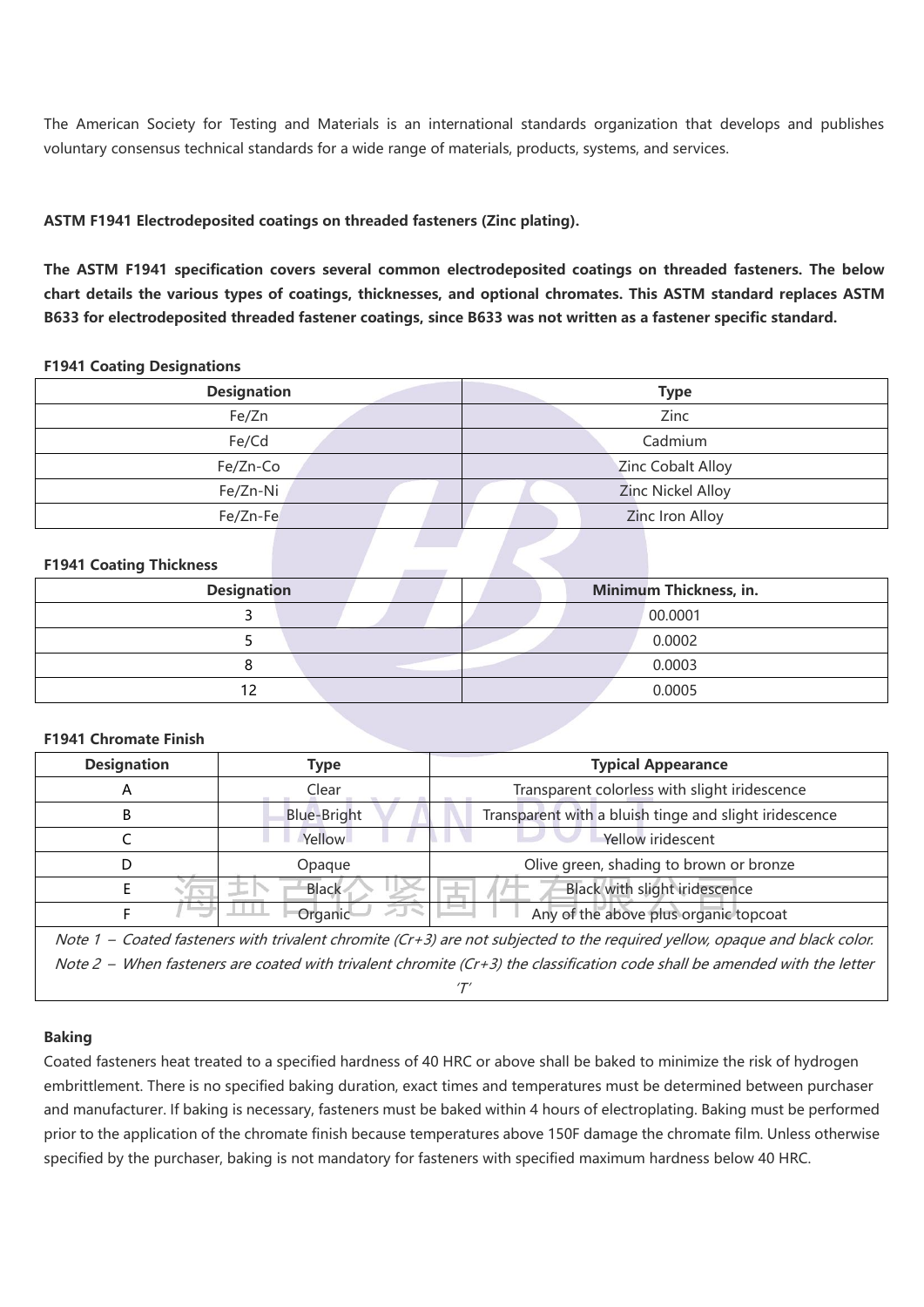The American Society for Testing and Materials is an international standards organization that develops and publishes voluntary consensus technical standards for a wide range of materials, products, systems, and services.

**ASTM F1941 Electrodeposited coatings on threaded fasteners (Zinc plating).**

**The ASTM F1941 specification covers several common electrodeposited coatings on threaded fasteners. The below chart details the various types of coatings, thicknesses, and optional chromates. This ASTM standard replaces ASTM B633 for electrodeposited threaded fastener coatings, since B633 was not written as a fastener specific standard.**

**F1941 Coating Designations**

| Designation | Type |
| --- | --- |
| Fe/Zn | Zinc |
| Fe/Cd | Cadmium |
| Fe/Zn-Co | Zinc Cobalt Alloy |
| Fe/Zn-Ni | Zinc Nickel Alloy |
| Fe/Zn-Fe | Zinc Iron Alloy |

**F1941 Coating Thickness**

| Designation | Minimum Thickness, in. |
| --- | --- |
| 3 | 00.0001 |
| 5 | 0.0002 |
| 8 | 0.0003 |
| 12 | 0.0005 |

**F1941 Chromate Finish**

| Designation | Type | Typical Appearance |
| --- | --- | --- |
| A | Clear | Transparent colorless with slight iridescence |
| B | Blue-Bright | Transparent with a bluish tinge and slight iridescence |
| C | Yellow | Yellow iridescent |
| D | Opaque | Olive green, shading to brown or bronze |
| E | Black | Black with slight iridescence |
| F | Organic | Any of the above plus organic topcoat |
| *Note 1 – Coated fasteners with trivalent chromite (Cr+3) are not subjected to the required yellow, opaque and black color.* | | |
| *Note 2 – When fasteners are coated with trivalent chromite (Cr+3) the classification code shall be amended with the letter 'T'* | | |

**Baking**

Coated fasteners heat treated to a specified hardness of 40 HRC or above shall be baked to minimize the risk of hydrogen embrittlement. There is no specified baking duration, exact times and temperatures must be determined between purchaser and manufacturer. If baking is necessary, fasteners must be baked within 4 hours of electroplating. Baking must be performed prior to the application of the chromate finish because temperatures above 150F damage the chromate film. Unless otherwise specified by the purchaser, baking is not mandatory for fasteners with specified maximum hardness below 40 HRC.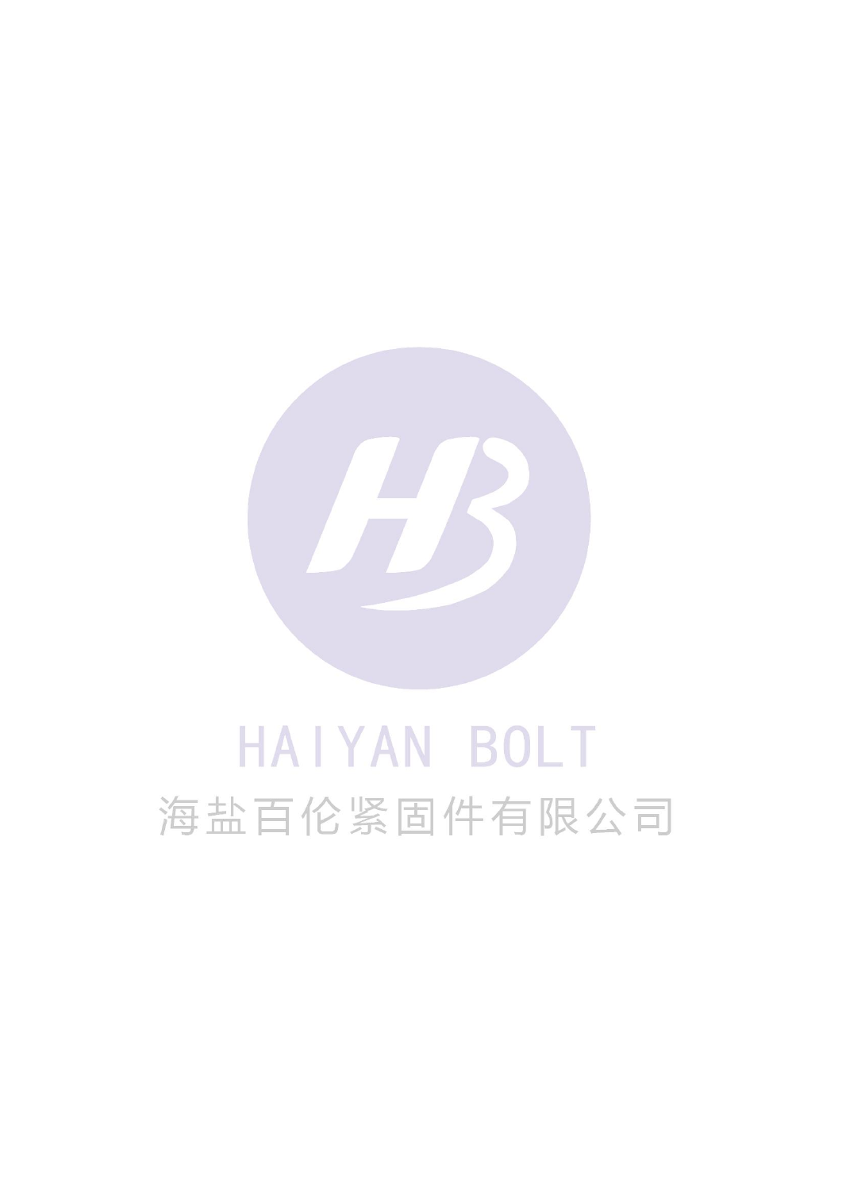HAIYAN BOLT

海盐百伦紧固件有限公司